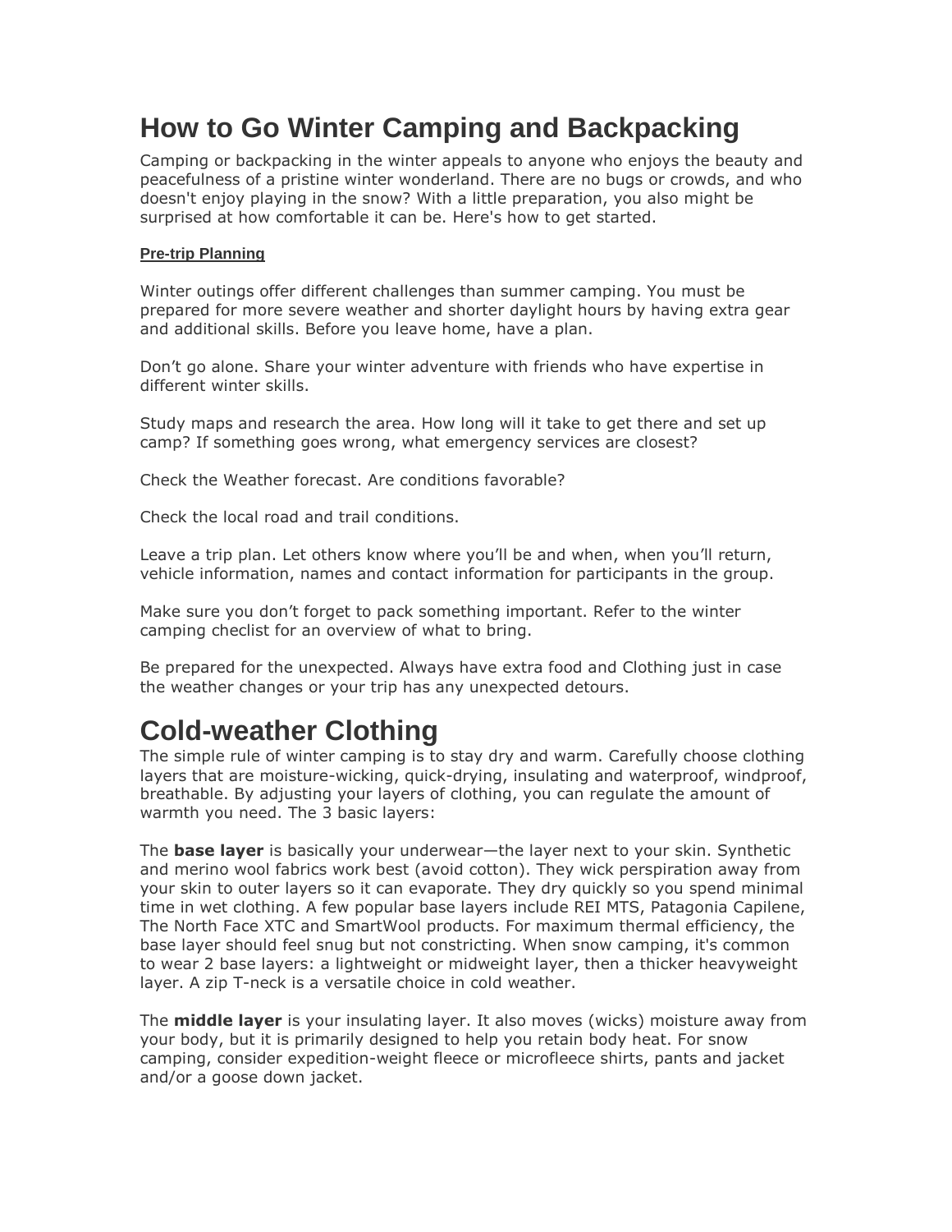# How to Go Winter Camping and Backpacking

Camping or backpacking in the winter appeals to anyone who enjoys the beauty and peacefulness of a pristine winter wonderland. There are no bugs or crowds, and who doesn't enjoy playing in the snow? With a little preparation, you also might be surprised at how comfortable it can be. Here's how to get started.

**Pre-trip Planning**

Winter outings offer different challenges than summer camping. You must be prepared for more severe weather and shorter daylight hours by having extra gear and additional skills. Before you leave home, have a plan.

Don't go alone. Share your winter adventure with friends who have expertise in different winter skills.

Study maps and research the area. How long will it take to get there and set up camp? If something goes wrong, what emergency services are closest?

Check the Weather forecast. Are conditions favorable?

Check the local road and trail conditions.

Leave a trip plan. Let others know where you'll be and when, when you'll return, vehicle information, names and contact information for participants in the group.

Make sure you don't forget to pack something important. Refer to the winter camping checlist for an overview of what to bring.

Be prepared for the unexpected. Always have extra food and Clothing just in case the weather changes or your trip has any unexpected detours.

# Cold-weather Clothing

The simple rule of winter camping is to stay dry and warm. Carefully choose clothing layers that are moisture-wicking, quick-drying, insulating and waterproof, windproof, breathable. By adjusting your layers of clothing, you can regulate the amount of warmth you need. The 3 basic layers:

The **base layer** is basically your underwear—the layer next to your skin. Synthetic and merino wool fabrics work best (avoid cotton). They wick perspiration away from your skin to outer layers so it can evaporate. They dry quickly so you spend minimal time in wet clothing. A few popular base layers include REI MTS, Patagonia Capilene, The North Face XTC and SmartWool products. For maximum thermal efficiency, the base layer should feel snug but not constricting. When snow camping, it's common to wear 2 base layers: a lightweight or midweight layer, then a thicker heavyweight layer. A zip T-neck is a versatile choice in cold weather.

The **middle layer** is your insulating layer. It also moves (wicks) moisture away from your body, but it is primarily designed to help you retain body heat. For snow camping, consider expedition-weight fleece or microfleece shirts, pants and jacket and/or a goose down jacket.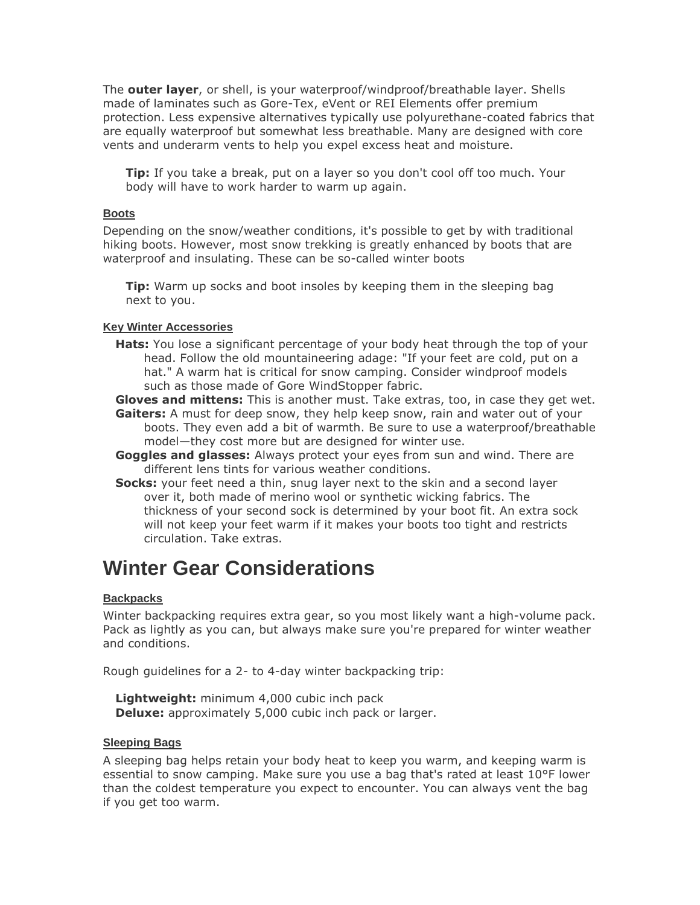The **outer layer**, or shell, is your waterproof/windproof/breathable layer. Shells made of laminates such as Gore-Tex, eVent or REI Elements offer premium protection. Less expensive alternatives typically use polyurethane-coated fabrics that are equally waterproof but somewhat less breathable. Many are designed with core vents and underarm vents to help you expel excess heat and moisture.

> **Tip:** If you take a break, put on a layer so you don't cool off too much. Your body will have to work harder to warm up again.

#### Boots

Depending on the snow/weather conditions, it's possible to get by with traditional hiking boots. However, most snow trekking is greatly enhanced by boots that are waterproof and insulating. These can be so-called winter boots

> **Tip:** Warm up socks and boot insoles by keeping them in the sleeping bag next to you.

#### Key Winter Accessories

- **Hats:** You lose a significant percentage of your body heat through the top of your head. Follow the old mountaineering adage: "If your feet are cold, put on a hat." A warm hat is critical for snow camping. Consider windproof models such as those made of Gore WindStopper fabric.
- **Gloves and mittens:** This is another must. Take extras, too, in case they get wet.
- **Gaiters:** A must for deep snow, they help keep snow, rain and water out of your boots. They even add a bit of warmth. Be sure to use a waterproof/breathable model—they cost more but are designed for winter use.
- **Goggles and glasses:** Always protect your eyes from sun and wind. There are different lens tints for various weather conditions.
- **Socks:** your feet need a thin, snug layer next to the skin and a second layer over it, both made of merino wool or synthetic wicking fabrics. The thickness of your second sock is determined by your boot fit. An extra sock will not keep your feet warm if it makes your boots too tight and restricts circulation. Take extras.

## Winter Gear Considerations

#### Backpacks

Winter backpacking requires extra gear, so you most likely want a high-volume pack. Pack as lightly as you can, but always make sure you're prepared for winter weather and conditions.

Rough guidelines for a 2- to 4-day winter backpacking trip:

- **Lightweight:** minimum 4,000 cubic inch pack
- **Deluxe:** approximately 5,000 cubic inch pack or larger.

#### Sleeping Bags

A sleeping bag helps retain your body heat to keep you warm, and keeping warm is essential to snow camping. Make sure you use a bag that's rated at least 10°F lower than the coldest temperature you expect to encounter. You can always vent the bag if you get too warm.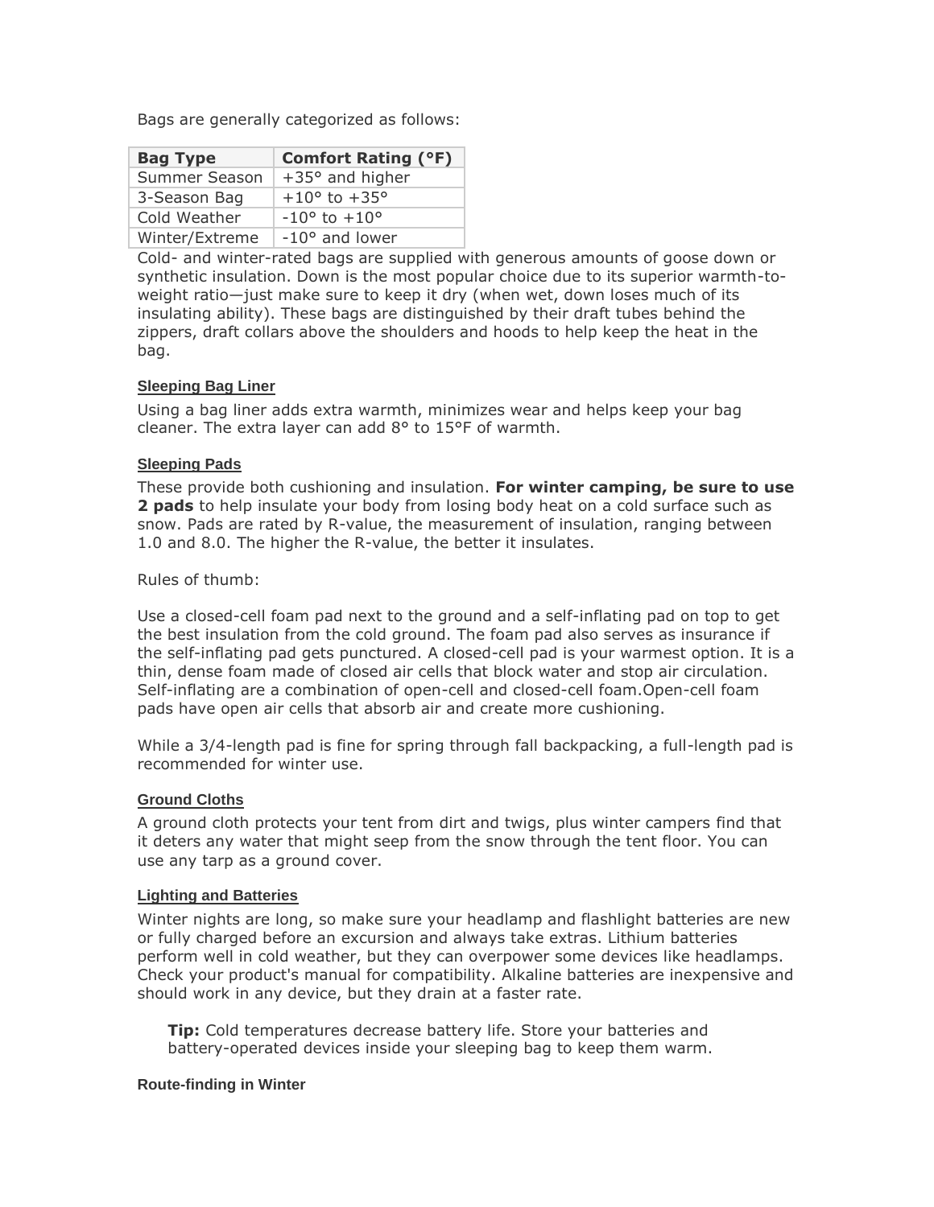Bags are generally categorized as follows:

| Bag Type | Comfort Rating (°F) |
| --- | --- |
| Summer Season | +35° and higher |
| 3-Season Bag | +10° to +35° |
| Cold Weather | -10° to +10° |
| Winter/Extreme | -10° and lower |

Cold- and winter-rated bags are supplied with generous amounts of goose down or synthetic insulation. Down is the most popular choice due to its superior warmth-to-weight ratio—just make sure to keep it dry (when wet, down loses much of its insulating ability). These bags are distinguished by their draft tubes behind the zippers, draft collars above the shoulders and hoods to help keep the heat in the bag.

#### Sleeping Bag Liner

Using a bag liner adds extra warmth, minimizes wear and helps keep your bag cleaner. The extra layer can add 8° to 15°F of warmth.

#### Sleeping Pads

These provide both cushioning and insulation. **For winter camping, be sure to use 2 pads** to help insulate your body from losing body heat on a cold surface such as snow. Pads are rated by R-value, the measurement of insulation, ranging between 1.0 and 8.0. The higher the R-value, the better it insulates.

Rules of thumb:

Use a closed-cell foam pad next to the ground and a self-inflating pad on top to get the best insulation from the cold ground. The foam pad also serves as insurance if the self-inflating pad gets punctured. A closed-cell pad is your warmest option. It is a thin, dense foam made of closed air cells that block water and stop air circulation. Self-inflating are a combination of open-cell and closed-cell foam.Open-cell foam pads have open air cells that absorb air and create more cushioning.

While a 3/4-length pad is fine for spring through fall backpacking, a full-length pad is recommended for winter use.

#### Ground Cloths

A ground cloth protects your tent from dirt and twigs, plus winter campers find that it deters any water that might seep from the snow through the tent floor. You can use any tarp as a ground cover.

#### Lighting and Batteries

Winter nights are long, so make sure your headlamp and flashlight batteries are new or fully charged before an excursion and always take extras. Lithium batteries perform well in cold weather, but they can overpower some devices like headlamps. Check your product's manual for compatibility. Alkaline batteries are inexpensive and should work in any device, but they drain at a faster rate.

> **Tip:** Cold temperatures decrease battery life. Store your batteries and battery-operated devices inside your sleeping bag to keep them warm.

#### Route-finding in Winter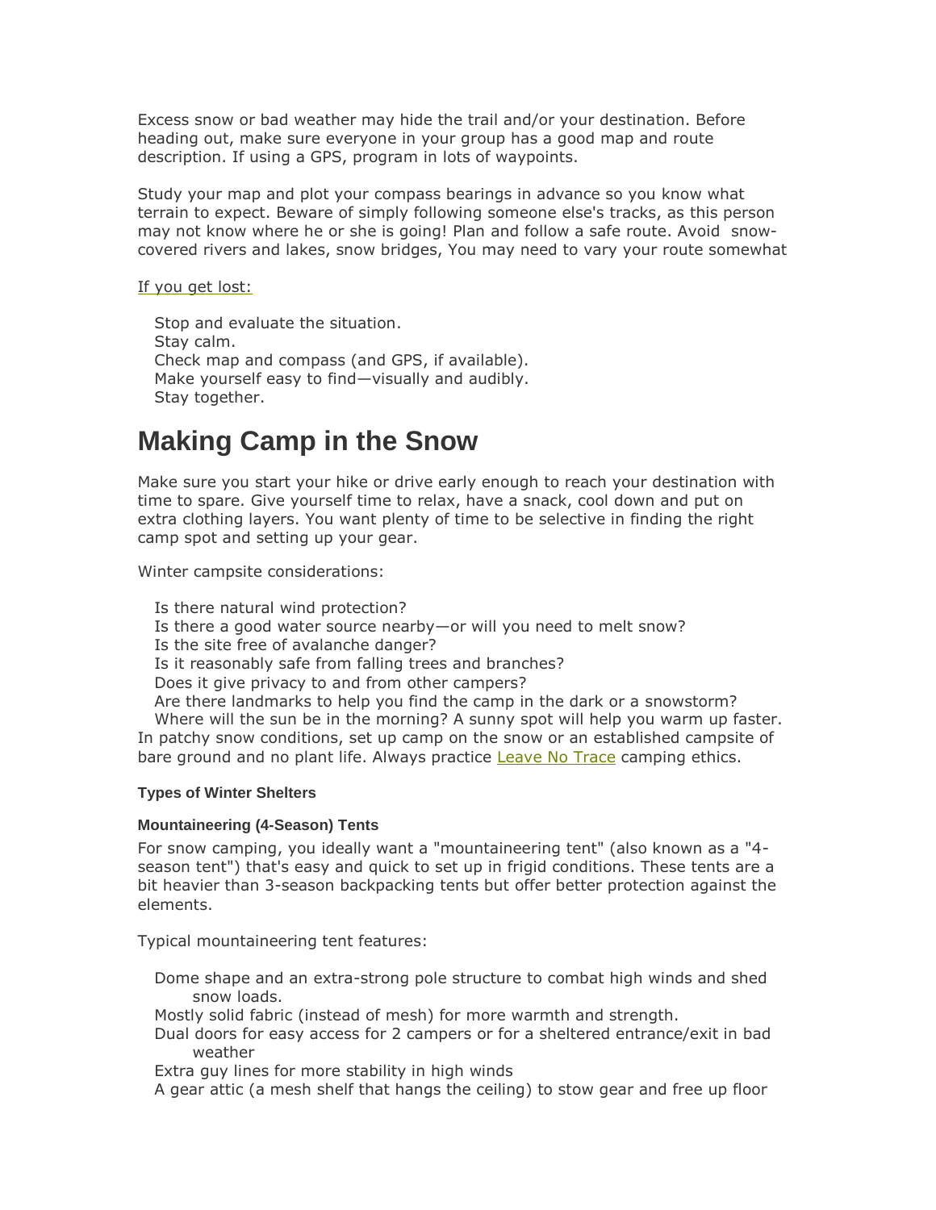Excess snow or bad weather may hide the trail and/or your destination. Before heading out, make sure everyone in your group has a good map and route description. If using a GPS, program in lots of waypoints.

Study your map and plot your compass bearings in advance so you know what terrain to expect. Beware of simply following someone else's tracks, as this person may not know where he or she is going! Plan and follow a safe route. Avoid snow-covered rivers and lakes, snow bridges, You may need to vary your route somewhat

If you get lost:

- Stop and evaluate the situation.
- Stay calm.
- Check map and compass (and GPS, if available).
- Make yourself easy to find—visually and audibly.
- Stay together.

# Making Camp in the Snow

Make sure you start your hike or drive early enough to reach your destination with time to spare. Give yourself time to relax, have a snack, cool down and put on extra clothing layers. You want plenty of time to be selective in finding the right camp spot and setting up your gear.

Winter campsite considerations:

- Is there natural wind protection?
- Is there a good water source nearby—or will you need to melt snow?
- Is the site free of avalanche danger?
- Is it reasonably safe from falling trees and branches?
- Does it give privacy to and from other campers?
- Are there landmarks to help you find the camp in the dark or a snowstorm?
- Where will the sun be in the morning? A sunny spot will help you warm up faster.

In patchy snow conditions, set up camp on the snow or an established campsite of bare ground and no plant life. Always practice Leave No Trace camping ethics.

#### Types of Winter Shelters

#### Mountaineering (4-Season) Tents

For snow camping, you ideally want a "mountaineering tent" (also known as a "4-season tent") that's easy and quick to set up in frigid conditions. These tents are a bit heavier than 3-season backpacking tents but offer better protection against the elements.

Typical mountaineering tent features:

- Dome shape and an extra-strong pole structure to combat high winds and shed snow loads.
- Mostly solid fabric (instead of mesh) for more warmth and strength.
- Dual doors for easy access for 2 campers or for a sheltered entrance/exit in bad weather
- Extra guy lines for more stability in high winds
- A gear attic (a mesh shelf that hangs the ceiling) to stow gear and free up floor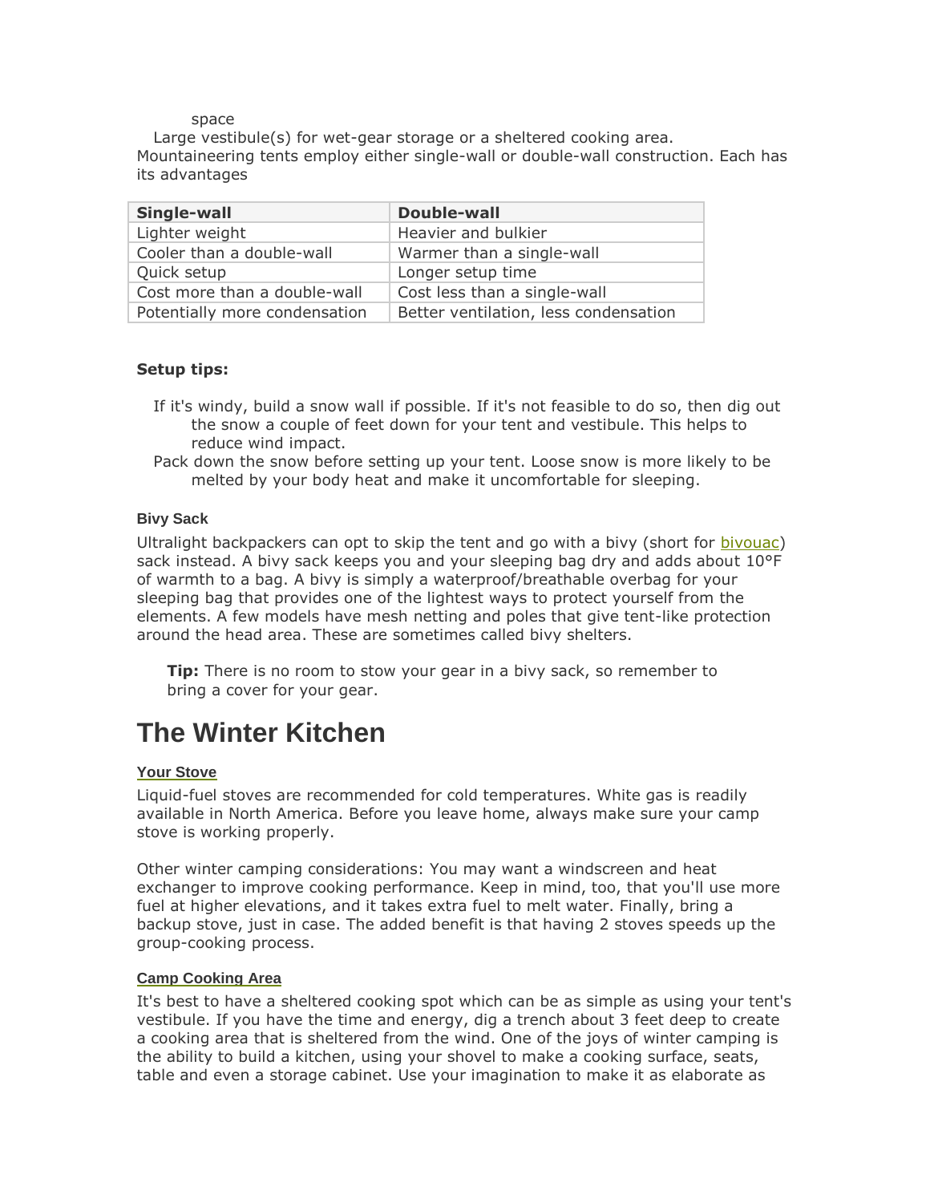space
- Large vestibule(s) for wet-gear storage or a sheltered cooking area.

Mountaineering tents employ either single-wall or double-wall construction. Each has its advantages

| Single-wall | Double-wall |
|---|---|
| Lighter weight | Heavier and bulkier |
| Cooler than a double-wall | Warmer than a single-wall |
| Quick setup | Longer setup time |
| Cost more than a double-wall | Cost less than a single-wall |
| Potentially more condensation | Better ventilation, less condensation |

**Setup tips:**

- If it's windy, build a snow wall if possible. If it's not feasible to do so, then dig out the snow a couple of feet down for your tent and vestibule. This helps to reduce wind impact.
- Pack down the snow before setting up your tent. Loose snow is more likely to be melted by your body heat and make it uncomfortable for sleeping.

#### Bivy Sack

Ultralight backpackers can opt to skip the tent and go with a bivy (short for bivouac) sack instead. A bivy sack keeps you and your sleeping bag dry and adds about 10°F of warmth to a bag. A bivy is simply a waterproof/breathable overbag for your sleeping bag that provides one of the lightest ways to protect yourself from the elements. A few models have mesh netting and poles that give tent-like protection around the head area. These are sometimes called bivy shelters.

> **Tip:** There is no room to stow your gear in a bivy sack, so remember to bring a cover for your gear.

# The Winter Kitchen

#### Your Stove

Liquid-fuel stoves are recommended for cold temperatures. White gas is readily available in North America. Before you leave home, always make sure your camp stove is working properly.

Other winter camping considerations: You may want a windscreen and heat exchanger to improve cooking performance. Keep in mind, too, that you'll use more fuel at higher elevations, and it takes extra fuel to melt water. Finally, bring a backup stove, just in case. The added benefit is that having 2 stoves speeds up the group-cooking process.

#### Camp Cooking Area

It's best to have a sheltered cooking spot which can be as simple as using your tent's vestibule. If you have the time and energy, dig a trench about 3 feet deep to create a cooking area that is sheltered from the wind. One of the joys of winter camping is the ability to build a kitchen, using your shovel to make a cooking surface, seats, table and even a storage cabinet. Use your imagination to make it as elaborate as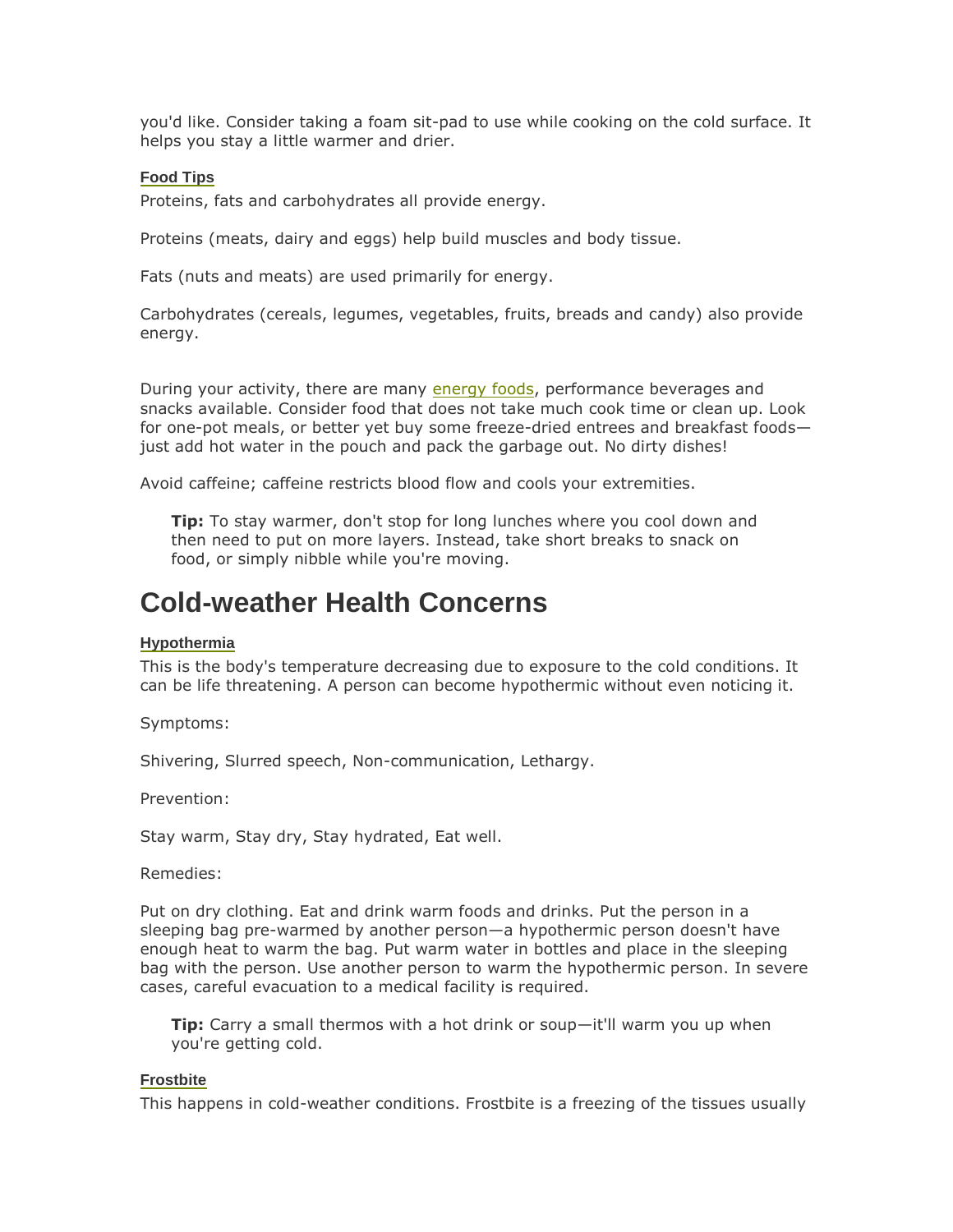you'd like. Consider taking a foam sit-pad to use while cooking on the cold surface. It helps you stay a little warmer and drier.

### Food Tips

Proteins, fats and carbohydrates all provide energy.

Proteins (meats, dairy and eggs) help build muscles and body tissue.

Fats (nuts and meats) are used primarily for energy.

Carbohydrates (cereals, legumes, vegetables, fruits, breads and candy) also provide energy.

During your activity, there are many energy foods, performance beverages and snacks available. Consider food that does not take much cook time or clean up. Look for one-pot meals, or better yet buy some freeze-dried entrees and breakfast foods—just add hot water in the pouch and pack the garbage out. No dirty dishes!

Avoid caffeine; caffeine restricts blood flow and cools your extremities.

> **Tip:** To stay warmer, don't stop for long lunches where you cool down and then need to put on more layers. Instead, take short breaks to snack on food, or simply nibble while you're moving.

## Cold-weather Health Concerns

### Hypothermia

This is the body's temperature decreasing due to exposure to the cold conditions. It can be life threatening. A person can become hypothermic without even noticing it.

Symptoms:

Shivering, Slurred speech, Non-communication, Lethargy.

Prevention:

Stay warm, Stay dry, Stay hydrated, Eat well.

Remedies:

Put on dry clothing. Eat and drink warm foods and drinks. Put the person in a sleeping bag pre-warmed by another person—a hypothermic person doesn't have enough heat to warm the bag. Put warm water in bottles and place in the sleeping bag with the person. Use another person to warm the hypothermic person. In severe cases, careful evacuation to a medical facility is required.

> **Tip:** Carry a small thermos with a hot drink or soup—it'll warm you up when you're getting cold.

### Frostbite

This happens in cold-weather conditions. Frostbite is a freezing of the tissues usually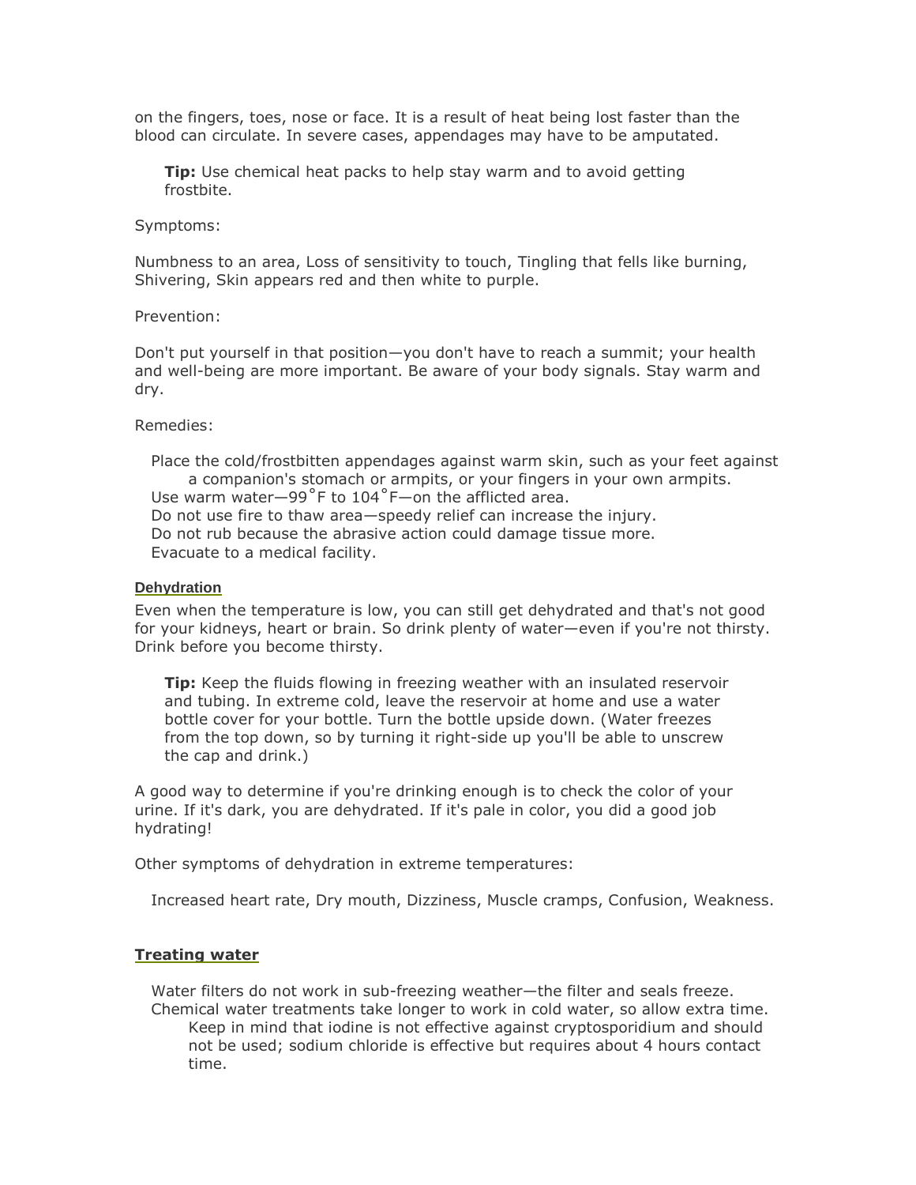on the fingers, toes, nose or face. It is a result of heat being lost faster than the blood can circulate. In severe cases, appendages may have to be amputated.

> **Tip:** Use chemical heat packs to help stay warm and to avoid getting frostbite.

Symptoms:

Numbness to an area, Loss of sensitivity to touch, Tingling that fells like burning, Shivering, Skin appears red and then white to purple.

Prevention:

Don't put yourself in that position—you don't have to reach a summit; your health and well-being are more important. Be aware of your body signals. Stay warm and dry.

Remedies:

- Place the cold/frostbitten appendages against warm skin, such as your feet against a companion's stomach or armpits, or your fingers in your own armpits.
- Use warm water—99˚F to 104˚F—on the afflicted area.
- Do not use fire to thaw area—speedy relief can increase the injury.
- Do not rub because the abrasive action could damage tissue more.
- Evacuate to a medical facility.

### Dehydration

Even when the temperature is low, you can still get dehydrated and that's not good for your kidneys, heart or brain. So drink plenty of water—even if you're not thirsty. Drink before you become thirsty.

> **Tip:** Keep the fluids flowing in freezing weather with an insulated reservoir and tubing. In extreme cold, leave the reservoir at home and use a water bottle cover for your bottle. Turn the bottle upside down. (Water freezes from the top down, so by turning it right-side up you'll be able to unscrew the cap and drink.)

A good way to determine if you're drinking enough is to check the color of your urine. If it's dark, you are dehydrated. If it's pale in color, you did a good job hydrating!

Other symptoms of dehydration in extreme temperatures:

Increased heart rate, Dry mouth, Dizziness, Muscle cramps, Confusion, Weakness.

### Treating water

- Water filters do not work in sub-freezing weather—the filter and seals freeze.
- Chemical water treatments take longer to work in cold water, so allow extra time. Keep in mind that iodine is not effective against cryptosporidium and should not be used; sodium chloride is effective but requires about 4 hours contact time.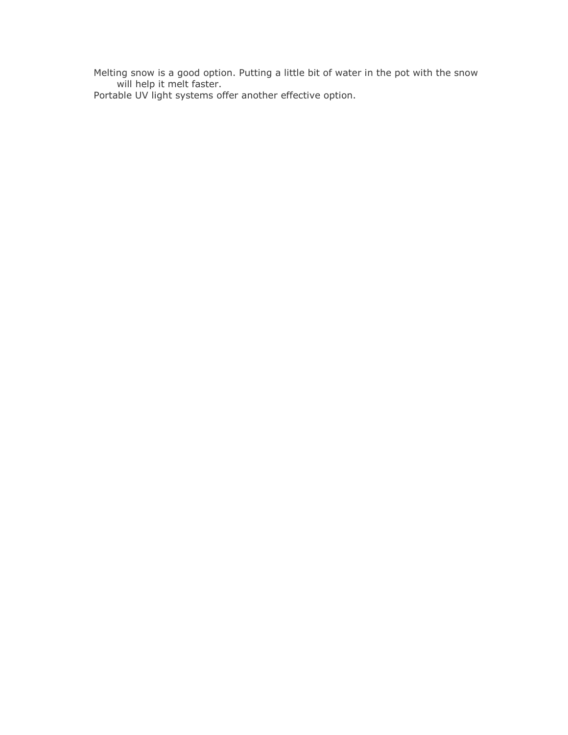Melting snow is a good option. Putting a little bit of water in the pot with the snow will help it melt faster.

Portable UV light systems offer another effective option.